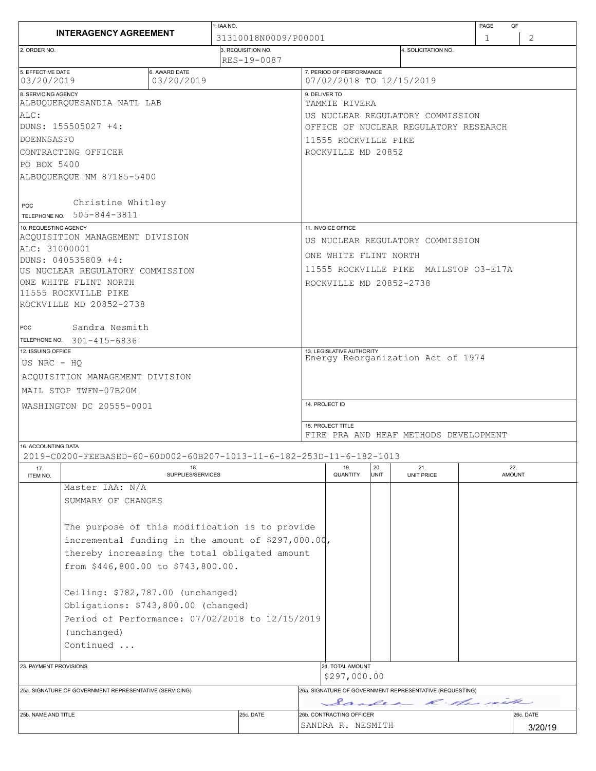# INTERAGENCY AGREEMENT

**1. IAA NO.** 31310018N0009/P00001

**2. ORDER NO.**

**3. REQUISITION NO.** RES-19-0087

**4. SOLICITATION NO.**

**5. EFFECTIVE DATE** 03/20/2019

**6. AWARD DATE** 03/20/2019

**7. PERIOD OF PERFORMANCE** 07/02/2018 TO 12/15/2019

**8. SERVICING AGENCY**
ALBUQUERQUESANDIA NATL LAB
ALC:
DUNS: 155505027 +4:
DOENNSASFO
CONTRACTING OFFICER
PO BOX 5400
ALBUQUERQUE NM 87185-5400

POC Christine Whitley
TELEPHONE NO. 505-844-3811

**9. DELIVER TO**
TAMMIE RIVERA
US NUCLEAR REGULATORY COMMISSION
OFFICE OF NUCLEAR REGULATORY RESEARCH
11555 ROCKVILLE PIKE
ROCKVILLE MD 20852

**10. REQUESTING AGENCY**
ACQUISITION MANAGEMENT DIVISION
ALC: 31000001
DUNS: 040535809 +4:
US NUCLEAR REGULATORY COMMISSION
ONE WHITE FLINT NORTH
11555 ROCKVILLE PIKE
ROCKVILLE MD 20852-2738

POC Sandra Nesmith
TELEPHONE NO. 301-415-6836

**11. INVOICE OFFICE**
US NUCLEAR REGULATORY COMMISSION
ONE WHITE FLINT NORTH
11555 ROCKVILLE PIKE MAILSTOP O3-E17A
ROCKVILLE MD 20852-2738

**12. ISSUING OFFICE**
US NRC - HQ
ACQUISITION MANAGEMENT DIVISION
MAIL STOP TWFN-07B20M
WASHINGTON DC 20555-0001

**13. LEGISLATIVE AUTHORITY**
Energy Reorganization Act of 1974

**14. PROJECT ID**

**15. PROJECT TITLE**
FIRE PRA AND HEAF METHODS DEVELOPMENT

**16. ACCOUNTING DATA**
2019-C0200-FEEBASED-60-60D002-60B207-1013-11-6-182-253D-11-6-182-1013

| 17. ITEM NO. | 18. SUPPLIES/SERVICES | 19. QUANTITY | 20. UNIT | 21. UNIT PRICE | 22. AMOUNT |
|---|---|---|---|---|---|
| | Master IAA: N/A<br>SUMMARY OF CHANGES<br><br>The purpose of this modification is to provide incremental funding in the amount of $297,000.00, thereby increasing the total obligated amount from $446,800.00 to $743,800.00.<br><br>Ceiling: $782,787.00 (unchanged)<br>Obligations: $743,800.00 (changed)<br>Period of Performance: 07/02/2018 to 12/15/2019 (unchanged)<br>Continued ... | | | | |

**23. PAYMENT PROVISIONS**

**24. TOTAL AMOUNT** $297,000.00

**25a. SIGNATURE OF GOVERNMENT REPRESENTATIVE (SERVICING)**

**25b. NAME AND TITLE**

**25c. DATE**

**26a. SIGNATURE OF GOVERNMENT REPRESENTATIVE (REQUESTING)** Sandra R. Nesmith

**26b. CONTRACTING OFFICER** SANDRA R. NESMITH

**26c. DATE** 3/20/19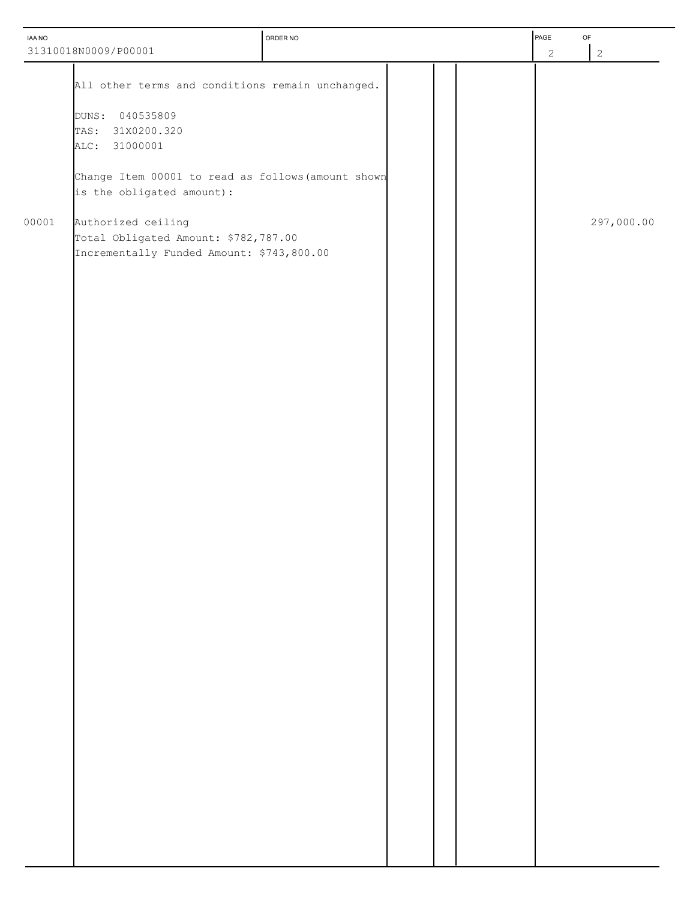| IAA NO | ORDER NO |
|---|---|
| 31310018N0009/P00001 | |

All other terms and conditions remain unchanged.

DUNS: 040535809
TAS: 31X0200.320
ALC: 31000001

Change Item 00001 to read as follows(amount shown is the obligated amount):

| | | |
|---|---|---|
| 00001 | Authorized ceiling<br>Total Obligated Amount: $782,787.00<br>Incrementally Funded Amount: $743,800.00 | 297,000.00 |